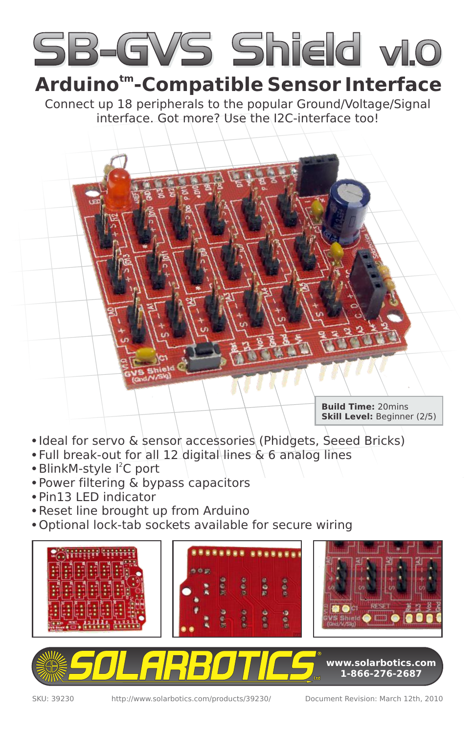# SB-GVS Shield v1.0

## Arduino™-Compatible Sensor Interface

Connect up 18 peripherals to the popular Ground/Voltage/Signal interface. Got more? Use the I2C-interface too!

**Build Time:** 20mins
**Skill Level:** Beginner (2/5)

- Ideal for servo & sensor accessories (Phidgets, Seeed Bricks)
- Full break-out for all 12 digital lines & 6 analog lines
- BlinkM-style I²C port
- Power filtering & bypass capacitors
- Pin13 LED indicator
- Reset line brought up from Arduino
- Optional lock-tab sockets available for secure wiring

SOLARBOTICS

www.solarbotics.com
1-866-276-2687

SKU: 39230 http://www.solarbotics.com/products/39230/ Document Revision: March 12th, 2010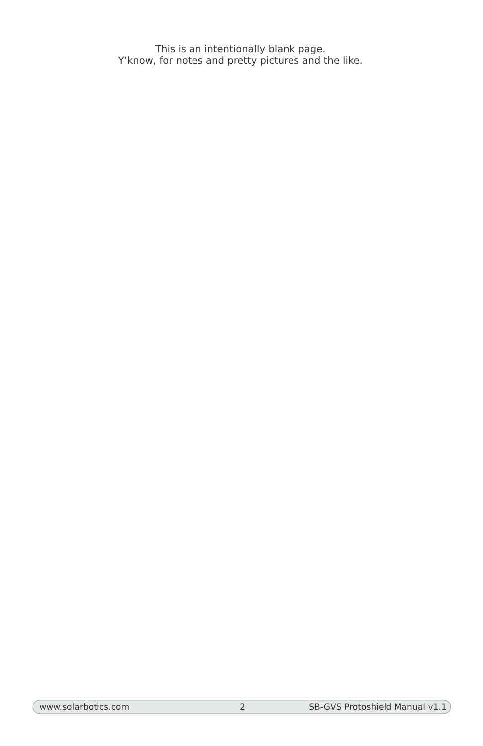This is an intentionally blank page.
Y'know, for notes and pretty pictures and the like.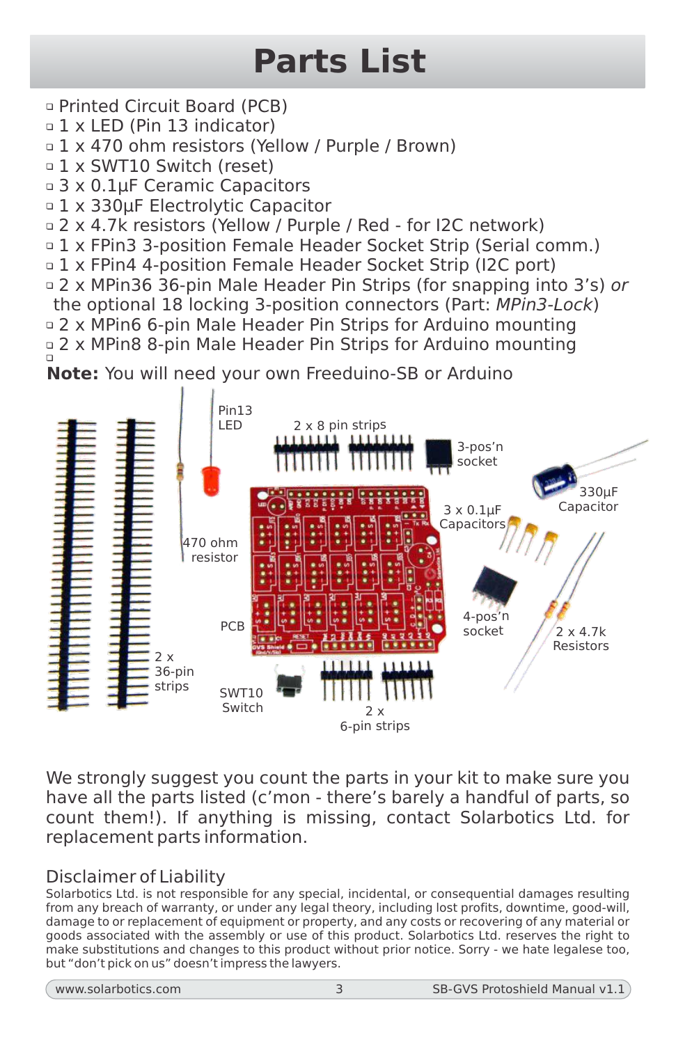# Parts List

- ❑ Printed Circuit Board (PCB)
- ❑ 1 x LED (Pin 13 indicator)
- ❑ 1 x 470 ohm resistors (Yellow / Purple / Brown)
- ❑ 1 x SWT10 Switch (reset)
- ❑ 3 x 0.1µF Ceramic Capacitors
- ❑ 1 x 330µF Electrolytic Capacitor
- ❑ 2 x 4.7k resistors (Yellow / Purple / Red - for I2C network)
- ❑ 1 x FPin3 3-position Female Header Socket Strip (Serial comm.)
- ❑ 1 x FPin4 4-position Female Header Socket Strip (I2C port)
- ❑ 2 x MPin36 36-pin Male Header Pin Strips (for snapping into 3's) *or* the optional 18 locking 3-position connectors (Part: *MPin3-Lock*)
- ❑ 2 x MPin6 6-pin Male Header Pin Strips for Arduino mounting
- ❑ 2 x MPin8 8-pin Male Header Pin Strips for Arduino mounting
- ❑

**Note:** You will need your own Freeduino-SB or Arduino

Pin13 LED

2 x 8 pin strips

3-pos'n socket

330µF Capacitor

3 x 0.1µF Capacitors

470 ohm resistor

PCB

4-pos'n socket

2 x 4.7k Resistors

2 x 36-pin strips

SWT10 Switch

2 x 6-pin strips

We strongly suggest you count the parts in your kit to make sure you have all the parts listed (c'mon - there's barely a handful of parts, so count them!). If anything is missing, contact Solarbotics Ltd. for replacement parts information.

## Disclaimer of Liability

Solarbotics Ltd. is not responsible for any special, incidental, or consequential damages resulting from any breach of warranty, or under any legal theory, including lost profits, downtime, good-will, damage to or replacement of equipment or property, and any costs or recovering of any material or goods associated with the assembly or use of this product. Solarbotics Ltd. reserves the right to make substitutions and changes to this product without prior notice. Sorry - we hate legalese too, but "don't pick on us" doesn't impress the lawyers.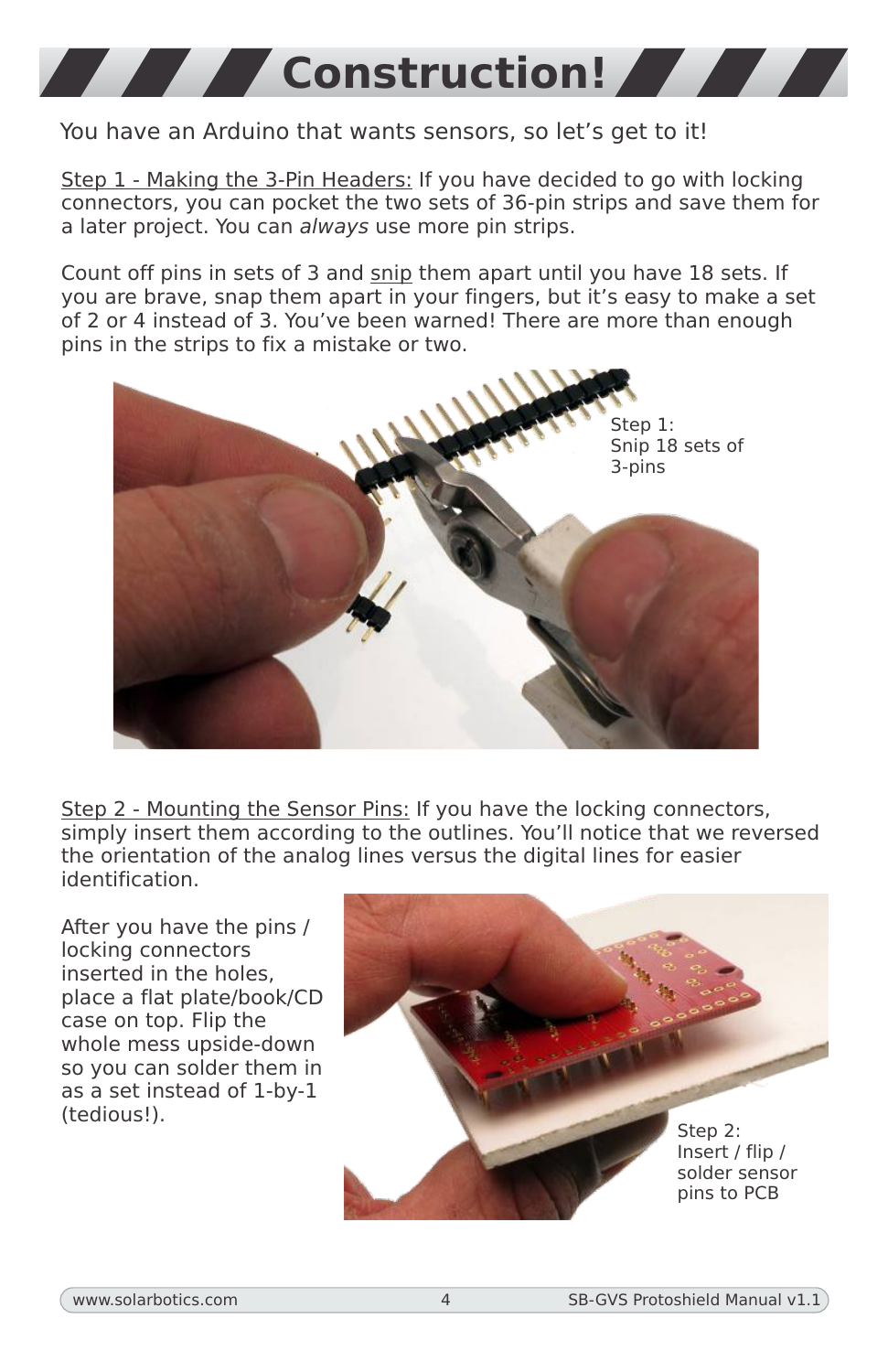# Construction!

You have an Arduino that wants sensors, so let's get to it!

Step 1 - Making the 3-Pin Headers: If you have decided to go with locking connectors, you can pocket the two sets of 36-pin strips and save them for a later project. You can *always* use more pin strips.

Count off pins in sets of 3 and snip them apart until you have 18 sets. If you are brave, snap them apart in your fingers, but it's easy to make a set of 2 or 4 instead of 3. You've been warned! There are more than enough pins in the strips to fix a mistake or two.

Step 1: Snip 18 sets of 3-pins

Step 2 - Mounting the Sensor Pins: If you have the locking connectors, simply insert them according to the outlines. You'll notice that we reversed the orientation of the analog lines versus the digital lines for easier identification.

After you have the pins / locking connectors inserted in the holes, place a flat plate/book/CD case on top. Flip the whole mess upside-down so you can solder them in as a set instead of 1-by-1 (tedious!).

Step 2: Insert / flip / solder sensor pins to PCB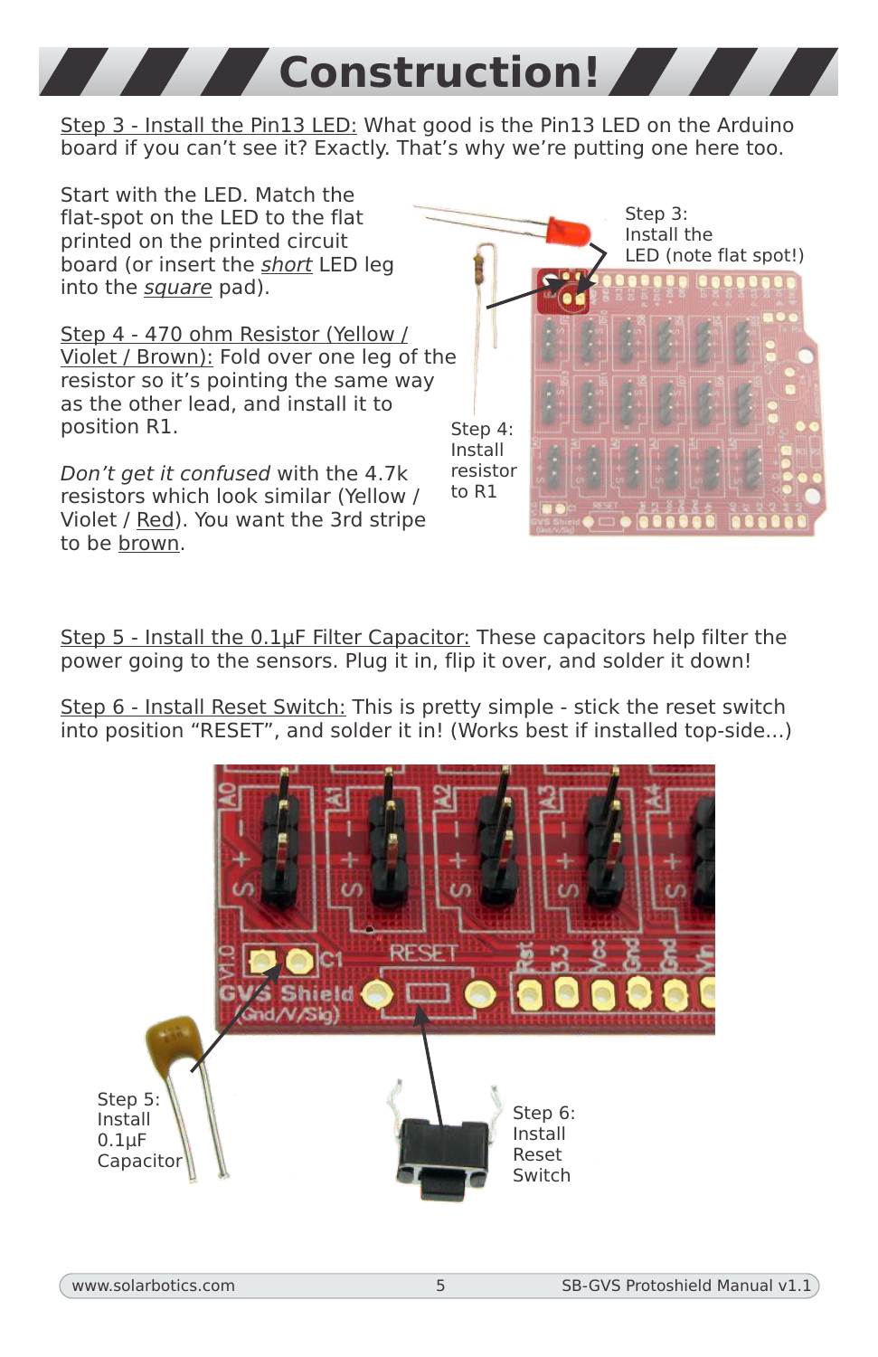# Construction!

<u>Step 3 - Install the Pin13 LED:</u> What good is the Pin13 LED on the Arduino board if you can't see it? Exactly. That's why we're putting one here too.

Start with the LED. Match the flat-spot on the LED to the flat printed on the printed circuit board (or insert the *short* LED leg into the *square* pad).

<u>Step 4 - 470 ohm Resistor (Yellow / Violet / Brown):</u> Fold over one leg of the resistor so it's pointing the same way as the other lead, and install it to position R1.

*Don't get it confused* with the 4.7k resistors which look similar (Yellow / Violet / <u>Red</u>). You want the 3rd stripe to be <u>brown</u>.

Step 3: Install the LED (note flat spot!)

Step 4: Install resistor to R1

<u>Step 5 - Install the 0.1µF Filter Capacitor:</u> These capacitors help filter the power going to the sensors. Plug it in, flip it over, and solder it down!

<u>Step 6 - Install Reset Switch:</u> This is pretty simple - stick the reset switch into position "RESET", and solder it in! (Works best if installed top-side...)

Step 5: Install 0.1µF Capacitor

Step 6: Install Reset Switch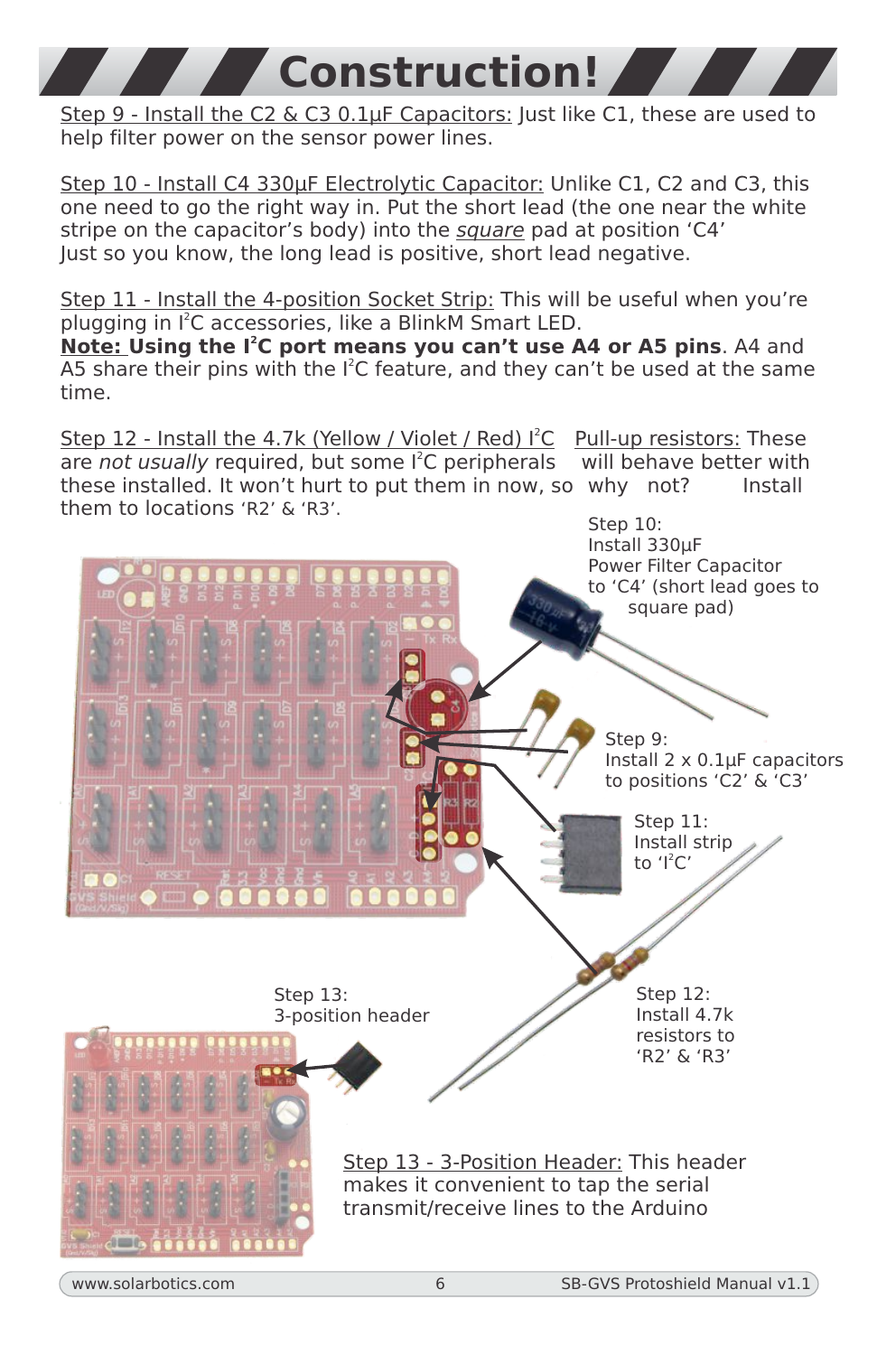# Construction!

Step 9 - Install the C2 & C3 0.1µF Capacitors: Just like C1, these are used to help filter power on the sensor power lines.

Step 10 - Install C4 330µF Electrolytic Capacitor: Unlike C1, C2 and C3, this one need to go the right way in. Put the short lead (the one near the white stripe on the capacitor's body) into the *square* pad at position 'C4' Just so you know, the long lead is positive, short lead negative.

Step 11 - Install the 4-position Socket Strip: This will be useful when you're plugging in I²C accessories, like a BlinkM Smart LED.
**Note: Using the I²C port means you can't use A4 or A5 pins**. A4 and A5 share their pins with the I²C feature, and they can't be used at the same time.

Step 12 - Install the 4.7k (Yellow / Violet / Red) I²C Pull-up resistors: These are *not usually* required, but some I²C peripherals will behave better with these installed. It won't hurt to put them in now, so why not? Install them to locations 'R2' & 'R3'.

Step 10: Install 330µF Power Filter Capacitor to 'C4' (short lead goes to square pad)

Step 9: Install 2 x 0.1µF capacitors to positions 'C2' & 'C3'

Step 11: Install strip to 'I²C'

Step 12: Install 4.7k resistors to 'R2' & 'R3'

Step 13: 3-position header

Step 13 - 3-Position Header: This header makes it convenient to tap the serial transmit/receive lines to the Arduino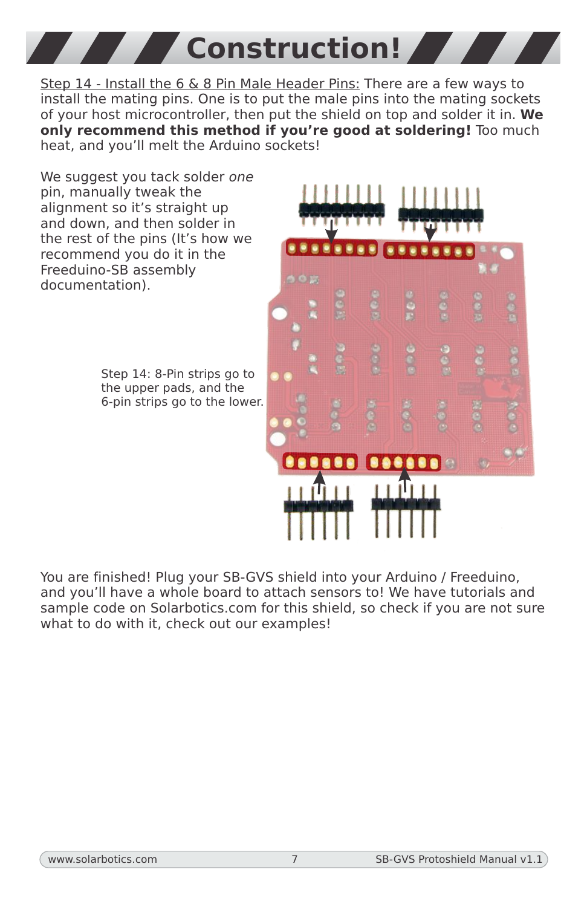# Construction!

Step 14 - Install the 6 & 8 Pin Male Header Pins: There are a few ways to install the mating pins. One is to put the male pins into the mating sockets of your host microcontroller, then put the shield on top and solder it in. **We only recommend this method if you're good at soldering!** Too much heat, and you'll melt the Arduino sockets!

We suggest you tack solder *one* pin, manually tweak the alignment so it's straight up and down, and then solder in the rest of the pins (It's how we recommend you do it in the Freeduino-SB assembly documentation).

Step 14: 8-Pin strips go to the upper pads, and the 6-pin strips go to the lower.

You are finished! Plug your SB-GVS shield into your Arduino / Freeduino, and you'll have a whole board to attach sensors to! We have tutorials and sample code on Solarbotics.com for this shield, so check if you are not sure what to do with it, check out our examples!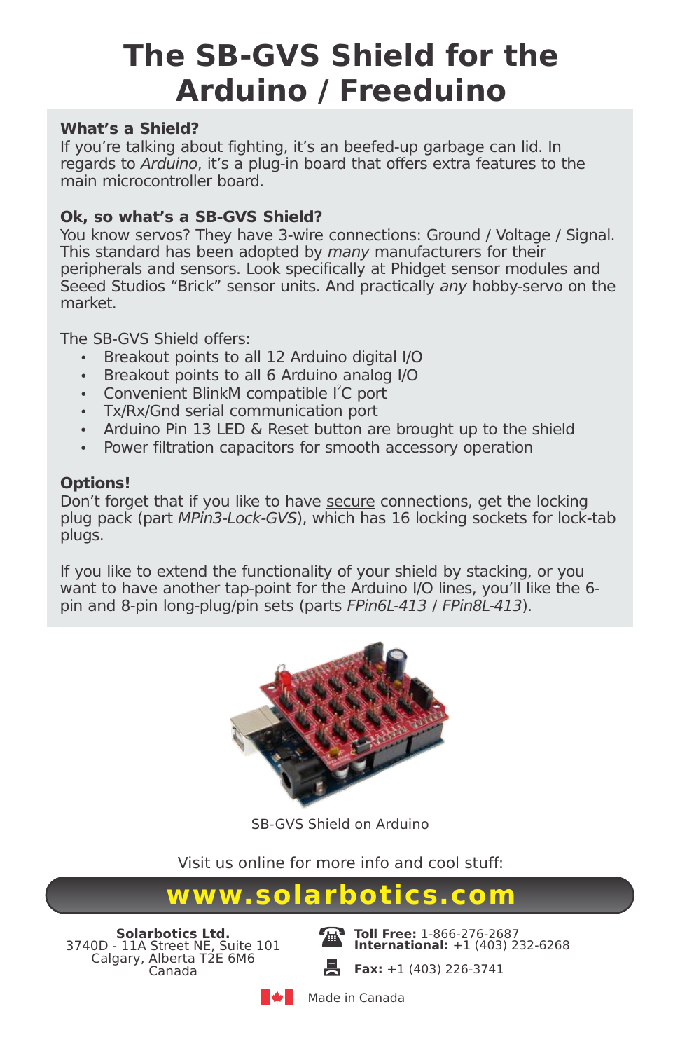# The SB-GVS Shield for the Arduino / Freeduino

**What's a Shield?**
If you're talking about fighting, it's an beefed-up garbage can lid. In regards to *Arduino*, it's a plug-in board that offers extra features to the main microcontroller board.

**Ok, so what's a SB-GVS Shield?**
You know servos? They have 3-wire connections: Ground / Voltage / Signal. This standard has been adopted by *many* manufacturers for their peripherals and sensors. Look specifically at Phidget sensor modules and Seeed Studios "Brick" sensor units. And practically *any* hobby-servo on the market.

The SB-GVS Shield offers:

- Breakout points to all 12 Arduino digital I/O
- Breakout points to all 6 Arduino analog I/O
- Convenient BlinkM compatible $I^2C$ port
- Tx/Rx/Gnd serial communication port
- Arduino Pin 13 LED & Reset button are brought up to the shield
- Power filtration capacitors for smooth accessory operation

**Options!**
Don't forget that if you like to have secure connections, get the locking plug pack (part *MPin3-Lock-GVS*), which has 16 locking sockets for lock-tab plugs.

If you like to extend the functionality of your shield by stacking, or you want to have another tap-point for the Arduino I/O lines, you'll like the 6-pin and 8-pin long-plug/pin sets (parts *FPin6L-413* / *FPin8L-413*).

SB-GVS Shield on Arduino

Visit us online for more info and cool stuff:

**www.solarbotics.com**

**Solarbotics Ltd.**
3740D - 11A Street NE, Suite 101
Calgary, Alberta T2E 6M6
Canada

**Toll Free:** 1-866-276-2687
**International:** +1 (403) 232-6268

**Fax:** +1 (403) 226-3741

Made in Canada